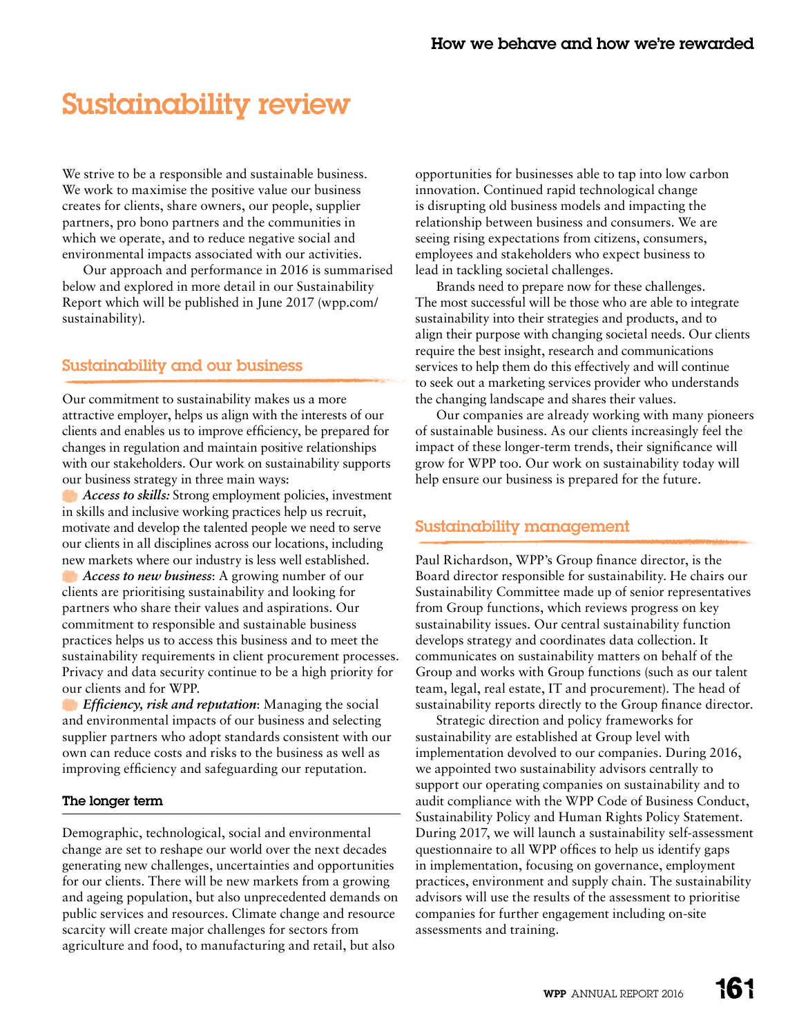# Sustainability review

We strive to be a responsible and sustainable business. We work to maximise the positive value our business creates for clients, share owners, our people, supplier partners, pro bono partners and the communities in which we operate, and to reduce negative social and environmental impacts associated with our activities.

Our approach and performance in 2016 is summarised below and explored in more detail in our Sustainability Report which will be published in June 2017 (wpp.com/sustainability).

## Sustainability and our business

Our commitment to sustainability makes us a more attractive employer, helps us align with the interests of our clients and enables us to improve efficiency, be prepared for changes in regulation and maintain positive relationships with our stakeholders. Our work on sustainability supports our business strategy in three main ways:

- ***Access to skills:*** Strong employment policies, investment in skills and inclusive working practices help us recruit, motivate and develop the talented people we need to serve our clients in all disciplines across our locations, including new markets where our industry is less well established.
- ***Access to new business***: A growing number of our clients are prioritising sustainability and looking for partners who share their values and aspirations. Our commitment to responsible and sustainable business practices helps us to access this business and to meet the sustainability requirements in client procurement processes. Privacy and data security continue to be a high priority for our clients and for WPP.
- ***Efficiency, risk and reputation***: Managing the social and environmental impacts of our business and selecting supplier partners who adopt standards consistent with our own can reduce costs and risks to the business as well as improving efficiency and safeguarding our reputation.

### The longer term

Demographic, technological, social and environmental change are set to reshape our world over the next decades generating new challenges, uncertainties and opportunities for our clients. There will be new markets from a growing and ageing population, but also unprecedented demands on public services and resources. Climate change and resource scarcity will create major challenges for sectors from agriculture and food, to manufacturing and retail, but also opportunities for businesses able to tap into low carbon innovation. Continued rapid technological change is disrupting old business models and impacting the relationship between business and consumers. We are seeing rising expectations from citizens, consumers, employees and stakeholders who expect business to lead in tackling societal challenges.

Brands need to prepare now for these challenges. The most successful will be those who are able to integrate sustainability into their strategies and products, and to align their purpose with changing societal needs. Our clients require the best insight, research and communications services to help them do this effectively and will continue to seek out a marketing services provider who understands the changing landscape and shares their values.

Our companies are already working with many pioneers of sustainable business. As our clients increasingly feel the impact of these longer-term trends, their significance will grow for WPP too. Our work on sustainability today will help ensure our business is prepared for the future.

## Sustainability management

Paul Richardson, WPP's Group finance director, is the Board director responsible for sustainability. He chairs our Sustainability Committee made up of senior representatives from Group functions, which reviews progress on key sustainability issues. Our central sustainability function develops strategy and coordinates data collection. It communicates on sustainability matters on behalf of the Group and works with Group functions (such as our talent team, legal, real estate, IT and procurement). The head of sustainability reports directly to the Group finance director.

Strategic direction and policy frameworks for sustainability are established at Group level with implementation devolved to our companies. During 2016, we appointed two sustainability advisors centrally to support our operating companies on sustainability and to audit compliance with the WPP Code of Business Conduct, Sustainability Policy and Human Rights Policy Statement. During 2017, we will launch a sustainability self-assessment questionnaire to all WPP offices to help us identify gaps in implementation, focusing on governance, employment practices, environment and supply chain. The sustainability advisors will use the results of the assessment to prioritise companies for further engagement including on-site assessments and training.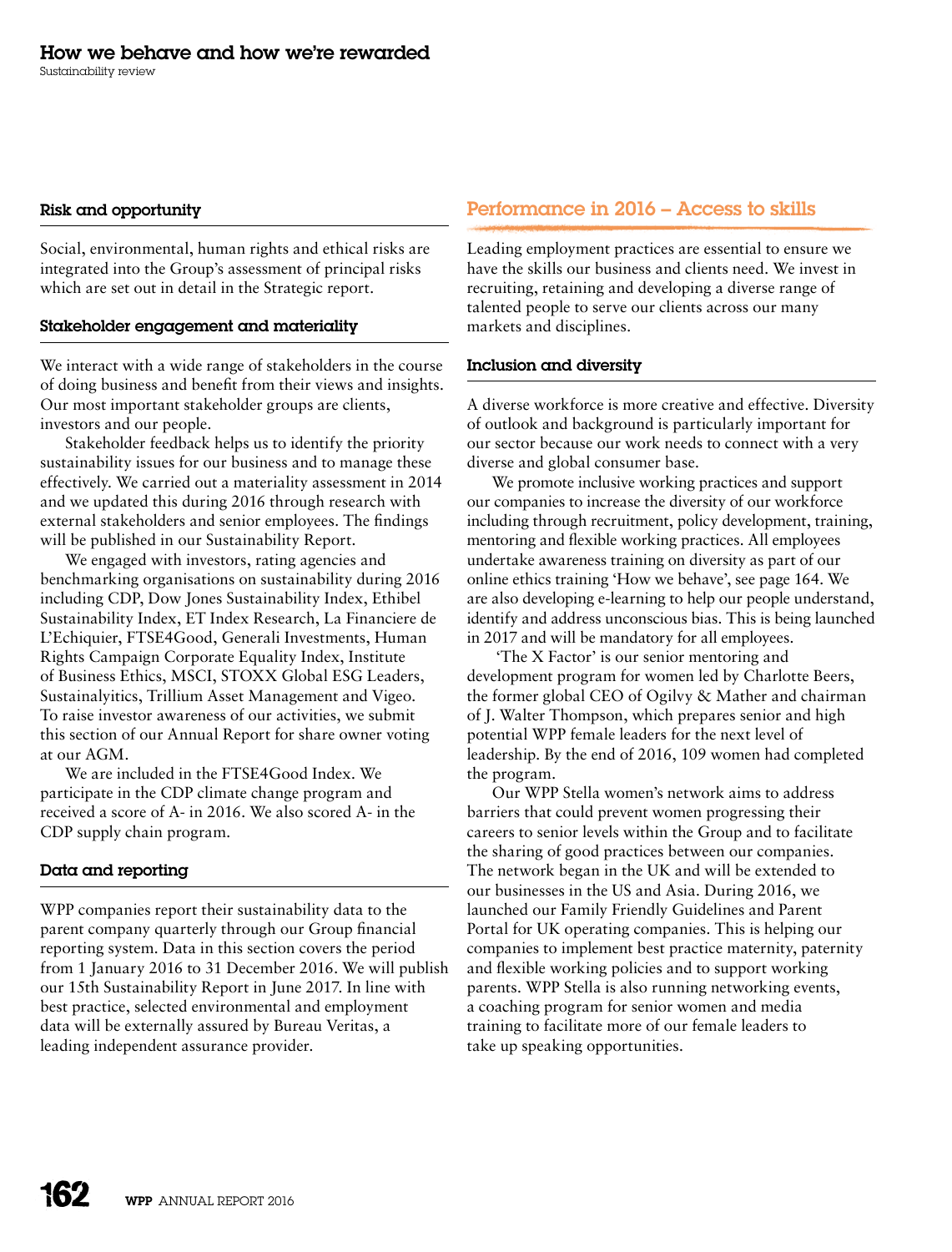## Risk and opportunity

Social, environmental, human rights and ethical risks are integrated into the Group's assessment of principal risks which are set out in detail in the Strategic report.

## Stakeholder engagement and materiality

We interact with a wide range of stakeholders in the course of doing business and benefit from their views and insights. Our most important stakeholder groups are clients, investors and our people.

Stakeholder feedback helps us to identify the priority sustainability issues for our business and to manage these effectively. We carried out a materiality assessment in 2014 and we updated this during 2016 through research with external stakeholders and senior employees. The findings will be published in our Sustainability Report.

We engaged with investors, rating agencies and benchmarking organisations on sustainability during 2016 including CDP, Dow Jones Sustainability Index, Ethibel Sustainability Index, ET Index Research, La Financiere de L'Echiquier, FTSE4Good, Generali Investments, Human Rights Campaign Corporate Equality Index, Institute of Business Ethics, MSCI, STOXX Global ESG Leaders, Sustainalyitics, Trillium Asset Management and Vigeo. To raise investor awareness of our activities, we submit this section of our Annual Report for share owner voting at our AGM.

We are included in the FTSE4Good Index. We participate in the CDP climate change program and received a score of A- in 2016. We also scored A- in the CDP supply chain program.

## Data and reporting

WPP companies report their sustainability data to the parent company quarterly through our Group financial reporting system. Data in this section covers the period from 1 January 2016 to 31 December 2016. We will publish our 15th Sustainability Report in June 2017. In line with best practice, selected environmental and employment data will be externally assured by Bureau Veritas, a leading independent assurance provider.

## Performance in 2016 – Access to skills

Leading employment practices are essential to ensure we have the skills our business and clients need. We invest in recruiting, retaining and developing a diverse range of talented people to serve our clients across our many markets and disciplines.

### Inclusion and diversity

A diverse workforce is more creative and effective. Diversity of outlook and background is particularly important for our sector because our work needs to connect with a very diverse and global consumer base.

We promote inclusive working practices and support our companies to increase the diversity of our workforce including through recruitment, policy development, training, mentoring and flexible working practices. All employees undertake awareness training on diversity as part of our online ethics training 'How we behave', see page 164. We are also developing e-learning to help our people understand, identify and address unconscious bias. This is being launched in 2017 and will be mandatory for all employees.

'The X Factor' is our senior mentoring and development program for women led by Charlotte Beers, the former global CEO of Ogilvy & Mather and chairman of J. Walter Thompson, which prepares senior and high potential WPP female leaders for the next level of leadership. By the end of 2016, 109 women had completed the program.

Our WPP Stella women's network aims to address barriers that could prevent women progressing their careers to senior levels within the Group and to facilitate the sharing of good practices between our companies. The network began in the UK and will be extended to our businesses in the US and Asia. During 2016, we launched our Family Friendly Guidelines and Parent Portal for UK operating companies. This is helping our companies to implement best practice maternity, paternity and flexible working policies and to support working parents. WPP Stella is also running networking events, a coaching program for senior women and media training to facilitate more of our female leaders to take up speaking opportunities.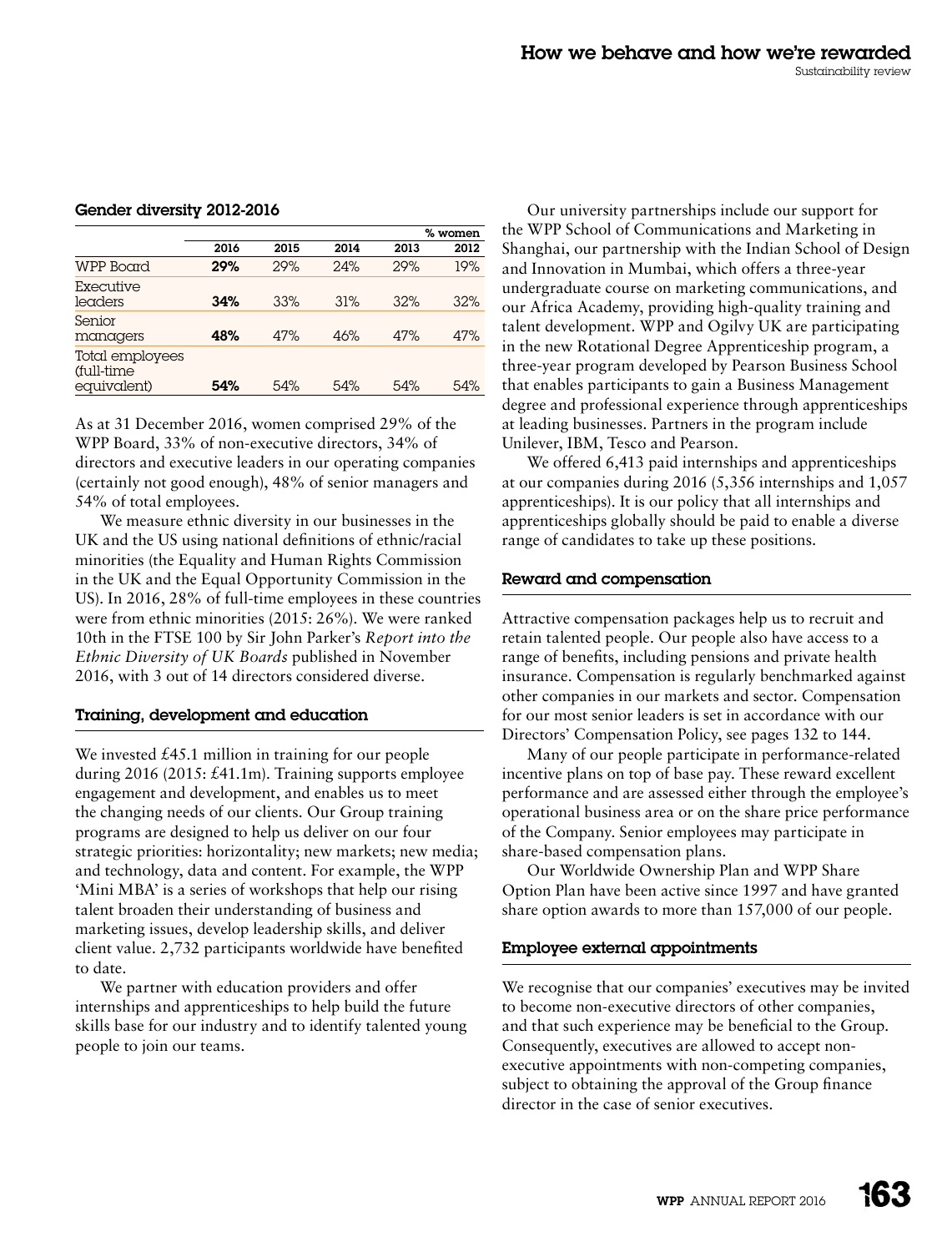### Gender diversity 2012-2016

| | 2016 | 2015 | 2014 | 2013 | 2012 |
|---|---|---|---|---|---|
| | | | | | % women |
| WPP Board | **29%** | 29% | 24% | 29% | 19% |
| Executive leaders | **34%** | 33% | 31% | 32% | 32% |
| Senior managers | **48%** | 47% | 46% | 47% | 47% |
| Total employees (full-time equivalent) | **54%** | 54% | 54% | 54% | 54% |

As at 31 December 2016, women comprised 29% of the WPP Board, 33% of non-executive directors, 34% of directors and executive leaders in our operating companies (certainly not good enough), 48% of senior managers and 54% of total employees.

We measure ethnic diversity in our businesses in the UK and the US using national definitions of ethnic/racial minorities (the Equality and Human Rights Commission in the UK and the Equal Opportunity Commission in the US). In 2016, 28% of full-time employees in these countries were from ethnic minorities (2015: 26%). We were ranked 10th in the FTSE 100 by Sir John Parker's *Report into the Ethnic Diversity of UK Boards* published in November 2016, with 3 out of 14 directors considered diverse.

### Training, development and education

We invested £45.1 million in training for our people during 2016 (2015: £41.1m). Training supports employee engagement and development, and enables us to meet the changing needs of our clients. Our Group training programs are designed to help us deliver on our four strategic priorities: horizontality; new markets; new media; and technology, data and content. For example, the WPP 'Mini MBA' is a series of workshops that help our rising talent broaden their understanding of business and marketing issues, develop leadership skills, and deliver client value. 2,732 participants worldwide have benefited to date.

We partner with education providers and offer internships and apprenticeships to help build the future skills base for our industry and to identify talented young people to join our teams.

Our university partnerships include our support for the WPP School of Communications and Marketing in Shanghai, our partnership with the Indian School of Design and Innovation in Mumbai, which offers a three-year undergraduate course on marketing communications, and our Africa Academy, providing high-quality training and talent development. WPP and Ogilvy UK are participating in the new Rotational Degree Apprenticeship program, a three-year program developed by Pearson Business School that enables participants to gain a Business Management degree and professional experience through apprenticeships at leading businesses. Partners in the program include Unilever, IBM, Tesco and Pearson.

We offered 6,413 paid internships and apprenticeships at our companies during 2016 (5,356 internships and 1,057 apprenticeships). It is our policy that all internships and apprenticeships globally should be paid to enable a diverse range of candidates to take up these positions.

### Reward and compensation

Attractive compensation packages help us to recruit and retain talented people. Our people also have access to a range of benefits, including pensions and private health insurance. Compensation is regularly benchmarked against other companies in our markets and sector. Compensation for our most senior leaders is set in accordance with our Directors' Compensation Policy, see pages 132 to 144.

Many of our people participate in performance-related incentive plans on top of base pay. These reward excellent performance and are assessed either through the employee's operational business area or on the share price performance of the Company. Senior employees may participate in share-based compensation plans.

Our Worldwide Ownership Plan and WPP Share Option Plan have been active since 1997 and have granted share option awards to more than 157,000 of our people.

### Employee external appointments

We recognise that our companies' executives may be invited to become non-executive directors of other companies, and that such experience may be beneficial to the Group. Consequently, executives are allowed to accept non-executive appointments with non-competing companies, subject to obtaining the approval of the Group finance director in the case of senior executives.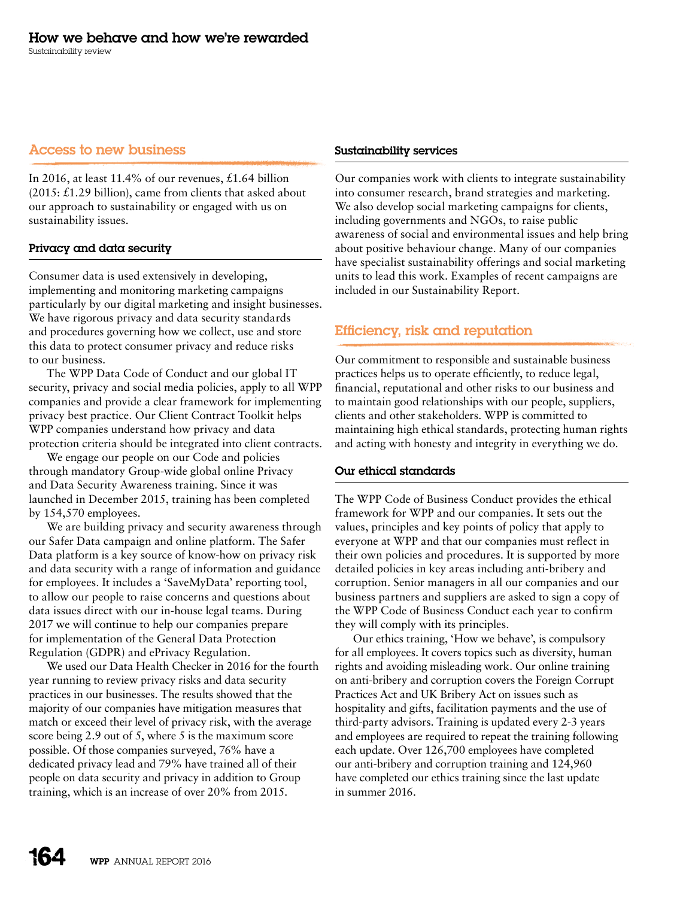## Access to new business

In 2016, at least 11.4% of our revenues, £1.64 billion (2015: £1.29 billion), came from clients that asked about our approach to sustainability or engaged with us on sustainability issues.

### Privacy and data security

Consumer data is used extensively in developing, implementing and monitoring marketing campaigns particularly by our digital marketing and insight businesses. We have rigorous privacy and data security standards and procedures governing how we collect, use and store this data to protect consumer privacy and reduce risks to our business.

The WPP Data Code of Conduct and our global IT security, privacy and social media policies, apply to all WPP companies and provide a clear framework for implementing privacy best practice. Our Client Contract Toolkit helps WPP companies understand how privacy and data protection criteria should be integrated into client contracts.

We engage our people on our Code and policies through mandatory Group-wide global online Privacy and Data Security Awareness training. Since it was launched in December 2015, training has been completed by 154,570 employees.

We are building privacy and security awareness through our Safer Data campaign and online platform. The Safer Data platform is a key source of know-how on privacy risk and data security with a range of information and guidance for employees. It includes a 'SaveMyData' reporting tool, to allow our people to raise concerns and questions about data issues direct with our in-house legal teams. During 2017 we will continue to help our companies prepare for implementation of the General Data Protection Regulation (GDPR) and ePrivacy Regulation.

We used our Data Health Checker in 2016 for the fourth year running to review privacy risks and data security practices in our businesses. The results showed that the majority of our companies have mitigation measures that match or exceed their level of privacy risk, with the average score being 2.9 out of 5, where 5 is the maximum score possible. Of those companies surveyed, 76% have a dedicated privacy lead and 79% have trained all of their people on data security and privacy in addition to Group training, which is an increase of over 20% from 2015.

### Sustainability services

Our companies work with clients to integrate sustainability into consumer research, brand strategies and marketing. We also develop social marketing campaigns for clients, including governments and NGOs, to raise public awareness of social and environmental issues and help bring about positive behaviour change. Many of our companies have specialist sustainability offerings and social marketing units to lead this work. Examples of recent campaigns are included in our Sustainability Report.

## Efficiency, risk and reputation

Our commitment to responsible and sustainable business practices helps us to operate efficiently, to reduce legal, financial, reputational and other risks to our business and to maintain good relationships with our people, suppliers, clients and other stakeholders. WPP is committed to maintaining high ethical standards, protecting human rights and acting with honesty and integrity in everything we do.

### Our ethical standards

The WPP Code of Business Conduct provides the ethical framework for WPP and our companies. It sets out the values, principles and key points of policy that apply to everyone at WPP and that our companies must reflect in their own policies and procedures. It is supported by more detailed policies in key areas including anti-bribery and corruption. Senior managers in all our companies and our business partners and suppliers are asked to sign a copy of the WPP Code of Business Conduct each year to confirm they will comply with its principles.

Our ethics training, 'How we behave', is compulsory for all employees. It covers topics such as diversity, human rights and avoiding misleading work. Our online training on anti-bribery and corruption covers the Foreign Corrupt Practices Act and UK Bribery Act on issues such as hospitality and gifts, facilitation payments and the use of third-party advisors. Training is updated every 2-3 years and employees are required to repeat the training following each update. Over 126,700 employees have completed our anti-bribery and corruption training and 124,960 have completed our ethics training since the last update in summer 2016.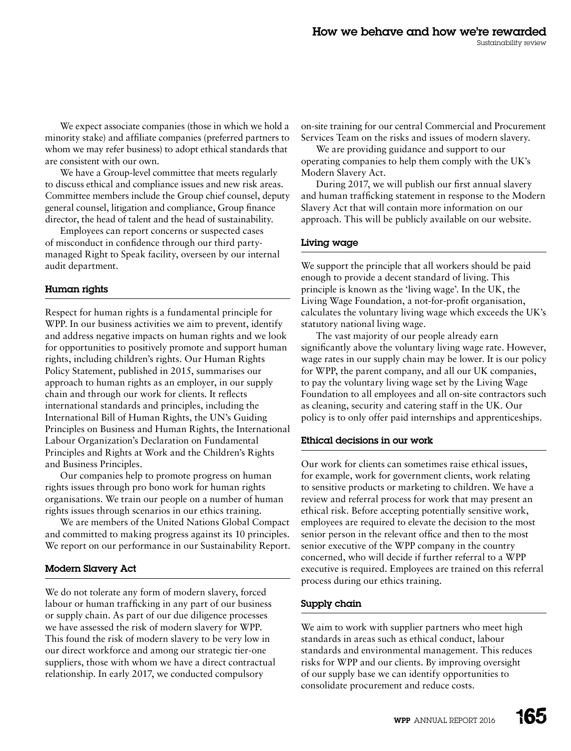We expect associate companies (those in which we hold a minority stake) and affiliate companies (preferred partners to whom we may refer business) to adopt ethical standards that are consistent with our own.

We have a Group-level committee that meets regularly to discuss ethical and compliance issues and new risk areas. Committee members include the Group chief counsel, deputy general counsel, litigation and compliance, Group finance director, the head of talent and the head of sustainability.

Employees can report concerns or suspected cases of misconduct in confidence through our third party-managed Right to Speak facility, overseen by our internal audit department.

### Human rights

Respect for human rights is a fundamental principle for WPP. In our business activities we aim to prevent, identify and address negative impacts on human rights and we look for opportunities to positively promote and support human rights, including children's rights. Our Human Rights Policy Statement, published in 2015, summarises our approach to human rights as an employer, in our supply chain and through our work for clients. It reflects international standards and principles, including the International Bill of Human Rights, the UN's Guiding Principles on Business and Human Rights, the International Labour Organization's Declaration on Fundamental Principles and Rights at Work and the Children's Rights and Business Principles.

Our companies help to promote progress on human rights issues through pro bono work for human rights organisations. We train our people on a number of human rights issues through scenarios in our ethics training.

We are members of the United Nations Global Compact and committed to making progress against its 10 principles. We report on our performance in our Sustainability Report.

### Modern Slavery Act

We do not tolerate any form of modern slavery, forced labour or human trafficking in any part of our business or supply chain. As part of our due diligence processes we have assessed the risk of modern slavery for WPP. This found the risk of modern slavery to be very low in our direct workforce and among our strategic tier-one suppliers, those with whom we have a direct contractual relationship. In early 2017, we conducted compulsory on-site training for our central Commercial and Procurement Services Team on the risks and issues of modern slavery.

We are providing guidance and support to our operating companies to help them comply with the UK's Modern Slavery Act.

During 2017, we will publish our first annual slavery and human trafficking statement in response to the Modern Slavery Act that will contain more information on our approach. This will be publicly available on our website.

### Living wage

We support the principle that all workers should be paid enough to provide a decent standard of living. This principle is known as the 'living wage'. In the UK, the Living Wage Foundation, a not-for-profit organisation, calculates the voluntary living wage which exceeds the UK's statutory national living wage.

The vast majority of our people already earn significantly above the voluntary living wage rate. However, wage rates in our supply chain may be lower. It is our policy for WPP, the parent company, and all our UK companies, to pay the voluntary living wage set by the Living Wage Foundation to all employees and all on-site contractors such as cleaning, security and catering staff in the UK. Our policy is to only offer paid internships and apprenticeships.

### Ethical decisions in our work

Our work for clients can sometimes raise ethical issues, for example, work for government clients, work relating to sensitive products or marketing to children. We have a review and referral process for work that may present an ethical risk. Before accepting potentially sensitive work, employees are required to elevate the decision to the most senior person in the relevant office and then to the most senior executive of the WPP company in the country concerned, who will decide if further referral to a WPP executive is required. Employees are trained on this referral process during our ethics training.

### Supply chain

We aim to work with supplier partners who meet high standards in areas such as ethical conduct, labour standards and environmental management. This reduces risks for WPP and our clients. By improving oversight of our supply base we can identify opportunities to consolidate procurement and reduce costs.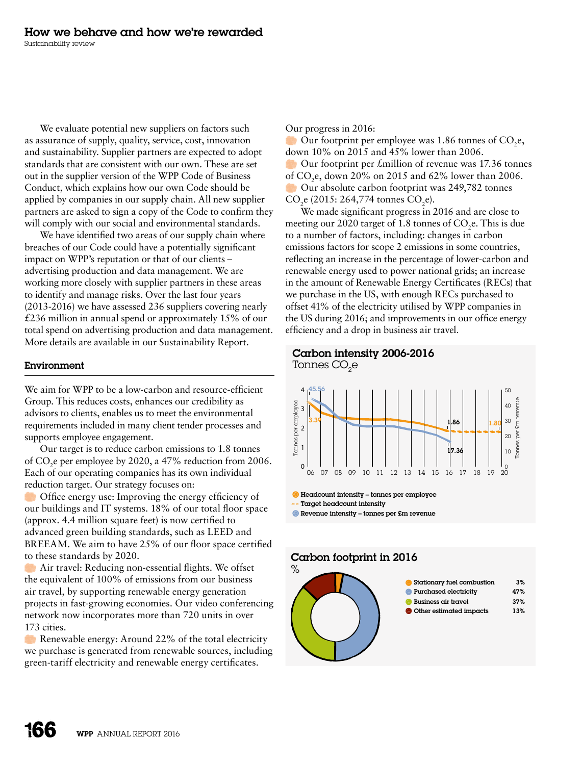We evaluate potential new suppliers on factors such as assurance of supply, quality, service, cost, innovation and sustainability. Supplier partners are expected to adopt standards that are consistent with our own. These are set out in the supplier version of the WPP Code of Business Conduct, which explains how our own Code should be applied by companies in our supply chain. All new supplier partners are asked to sign a copy of the Code to confirm they will comply with our social and environmental standards.

We have identified two areas of our supply chain where breaches of our Code could have a potentially significant impact on WPP's reputation or that of our clients – advertising production and data management. We are working more closely with supplier partners in these areas to identify and manage risks. Over the last four years (2013-2016) we have assessed 236 suppliers covering nearly £236 million in annual spend or approximately 15% of our total spend on advertising production and data management. More details are available in our Sustainability Report.

## Environment

We aim for WPP to be a low-carbon and resource-efficient Group. This reduces costs, enhances our credibility as advisors to clients, enables us to meet the environmental requirements included in many client tender processes and supports employee engagement.

Our target is to reduce carbon emissions to 1.8 tonnes of $CO_2e$ per employee by 2020, a 47% reduction from 2006. Each of our operating companies has its own individual reduction target. Our strategy focuses on:

- Office energy use: Improving the energy efficiency of our buildings and IT systems. 18% of our total floor space (approx. 4.4 million square feet) is now certified to advanced green building standards, such as LEED and BREEAM. We aim to have 25% of our floor space certified to these standards by 2020.
- Air travel: Reducing non-essential flights. We offset the equivalent of 100% of emissions from our business air travel, by supporting renewable energy generation projects in fast-growing economies. Our video conferencing network now incorporates more than 720 units in over 173 cities.
- Renewable energy: Around 22% of the total electricity we purchase is generated from renewable sources, including green-tariff electricity and renewable energy certificates.

Our progress in 2016:

- Our footprint per employee was 1.86 tonnes of $CO_2e$, down 10% on 2015 and 45% lower than 2006.
- Our footprint per £million of revenue was 17.36 tonnes of $CO_2e$, down 20% on 2015 and 62% lower than 2006.
- Our absolute carbon footprint was 249,782 tonnes $CO_2e$ (2015: 264,774 tonnes $CO_2e$).

We made significant progress in 2016 and are close to meeting our 2020 target of 1.8 tonnes of $CO_2e$. This is due to a number of factors, including: changes in carbon emissions factors for scope 2 emissions in some countries, reflecting an increase in the percentage of lower-carbon and renewable energy used to power national grids; an increase in the amount of Renewable Energy Certificates (RECs) that we purchase in the US, with enough RECs purchased to offset 41% of the electricity utilised by WPP companies in the US during 2016; and improvements in our office energy efficiency and a drop in business air travel.

### Carbon intensity 2006-2016

Tonnes $CO_2e$

- Headcount intensity – tonnes per employee (2006: 3.39; 2016: 1.86)
- Target headcount intensity (2020: 1.80)
- Revenue intensity – tonnes per £m revenue (2006: 45.56; 2016: 17.36)

### Carbon footprint in 2016

%

| Source | % |
|---|---|
| Stationary fuel combustion | 3% |
| Purchased electricity | 47% |
| Business air travel | 37% |
| Other estimated impacts | 13% |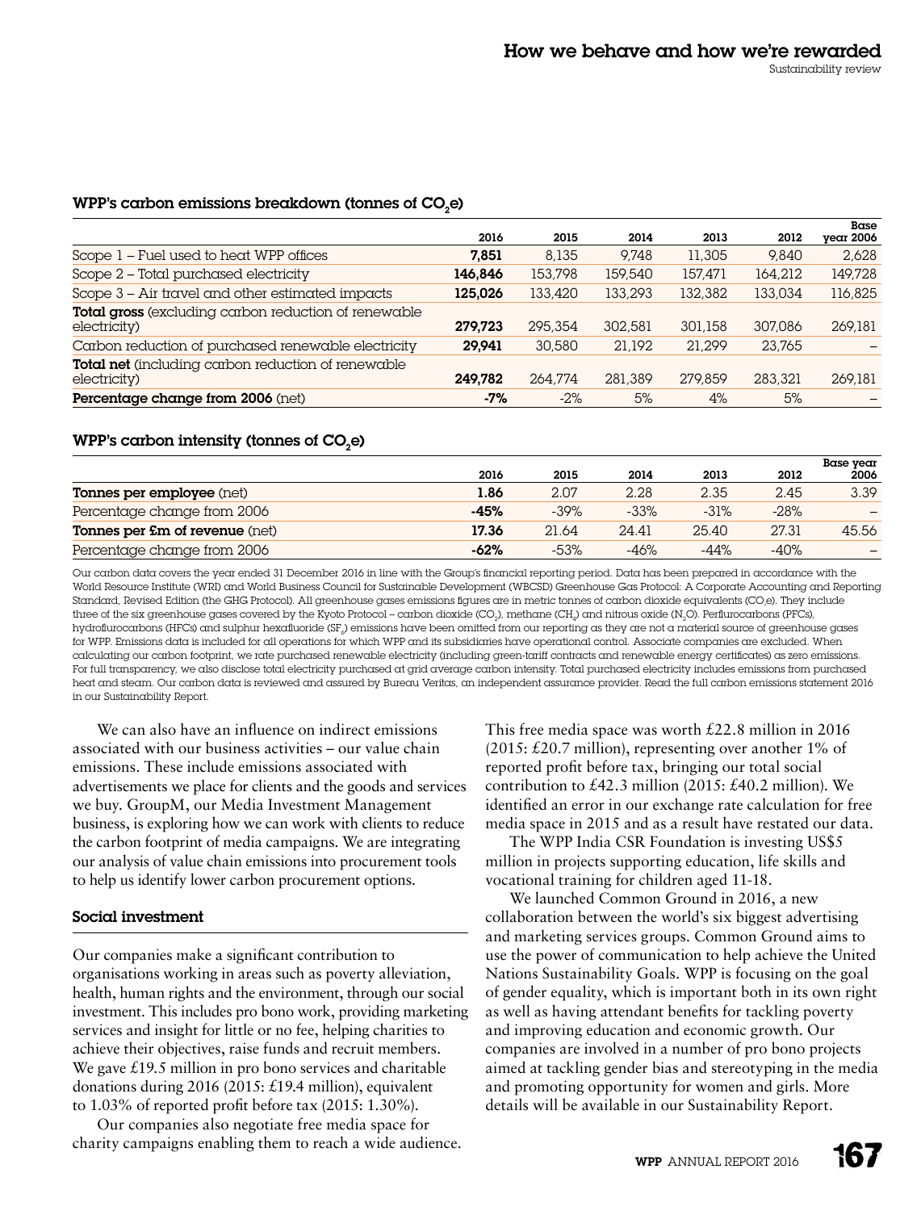#### WPP's carbon emissions breakdown (tonnes of $CO_2$e)

| | 2016 | 2015 | 2014 | 2013 | 2012 | Base year 2006 |
|---|---|---|---|---|---|---|
| Scope 1 – Fuel used to heat WPP offices | **7,851** | 8,135 | 9,748 | 11,305 | 9,840 | 2,628 |
| Scope 2 – Total purchased electricity | **146,846** | 153,798 | 159,540 | 157,471 | 164,212 | 149,728 |
| Scope 3 – Air travel and other estimated impacts | **125,026** | 133,420 | 133,293 | 132,382 | 133,034 | 116,825 |
| **Total gross** (excluding carbon reduction of renewable electricity) | **279,723** | 295,354 | 302,581 | 301,158 | 307,086 | 269,181 |
| Carbon reduction of purchased renewable electricity | **29,941** | 30,580 | 21,192 | 21,299 | 23,765 | – |
| **Total net** (including carbon reduction of renewable electricity) | **249,782** | 264,774 | 281,389 | 279,859 | 283,321 | 269,181 |
| **Percentage change from 2006** (net) | **-7%** | -2% | 5% | 4% | 5% | – |

#### WPP's carbon intensity (tonnes of $CO_2$e)

| | 2016 | 2015 | 2014 | 2013 | 2012 | Base year 2006 |
|---|---|---|---|---|---|---|
| **Tonnes per employee** (net) | **1.86** | 2.07 | 2.28 | 2.35 | 2.45 | 3.39 |
| Percentage change from 2006 | **-45%** | -39% | -33% | -31% | -28% | – |
| **Tonnes per £m of revenue** (net) | **17.36** | 21.64 | 24.41 | 25.40 | 27.31 | 45.56 |
| Percentage change from 2006 | **-62%** | -53% | -46% | -44% | -40% | – |

Our carbon data covers the year ended 31 December 2016 in line with the Group's financial reporting period. Data has been prepared in accordance with the World Resource Institute (WRI) and World Business Council for Sustainable Development (WBCSD) Greenhouse Gas Protocol: A Corporate Accounting and Reporting Standard, Revised Edition (the GHG Protocol). All greenhouse gases emissions figures are in metric tonnes of carbon dioxide equivalents ($CO_2$e). They include three of the six greenhouse gases covered by the Kyoto Protocol – carbon dioxide ($CO_2$), methane ($CH_4$) and nitrous oxide ($N_2O$). Perflurocarbons (PFCs), hydroflurocarbons (HFCs) and sulphur hexafluoride ($SF_6$) emissions have been omitted from our reporting as they are not a material source of greenhouse gases for WPP. Emissions data is included for all operations for which WPP and its subsidiaries have operational control. Associate companies are excluded. When calculating our carbon footprint, we rate purchased renewable electricity (including green-tariff contracts and renewable energy certificates) as zero emissions. For full transparency, we also disclose total electricity purchased at grid average carbon intensity. Total purchased electricity includes emissions from purchased heat and steam. Our carbon data is reviewed and assured by Bureau Veritas, an independent assurance provider. Read the full carbon emissions statement 2016 in our Sustainability Report.

We can also have an influence on indirect emissions associated with our business activities – our value chain emissions. These include emissions associated with advertisements we place for clients and the goods and services we buy. GroupM, our Media Investment Management business, is exploring how we can work with clients to reduce the carbon footprint of media campaigns. We are integrating our analysis of value chain emissions into procurement tools to help us identify lower carbon procurement options.

#### Social investment

Our companies make a significant contribution to organisations working in areas such as poverty alleviation, health, human rights and the environment, through our social investment. This includes pro bono work, providing marketing services and insight for little or no fee, helping charities to achieve their objectives, raise funds and recruit members. We gave £19.5 million in pro bono services and charitable donations during 2016 (2015: £19.4 million), equivalent to 1.03% of reported profit before tax (2015: 1.30%).

Our companies also negotiate free media space for charity campaigns enabling them to reach a wide audience. This free media space was worth £22.8 million in 2016 (2015: £20.7 million), representing over another 1% of reported profit before tax, bringing our total social contribution to £42.3 million (2015: £40.2 million). We identified an error in our exchange rate calculation for free media space in 2015 and as a result have restated our data.

The WPP India CSR Foundation is investing US$5 million in projects supporting education, life skills and vocational training for children aged 11-18.

We launched Common Ground in 2016, a new collaboration between the world's six biggest advertising and marketing services groups. Common Ground aims to use the power of communication to help achieve the United Nations Sustainability Goals. WPP is focusing on the goal of gender equality, which is important both in its own right as well as having attendant benefits for tackling poverty and improving education and economic growth. Our companies are involved in a number of pro bono projects aimed at tackling gender bias and stereotyping in the media and promoting opportunity for women and girls. More details will be available in our Sustainability Report.